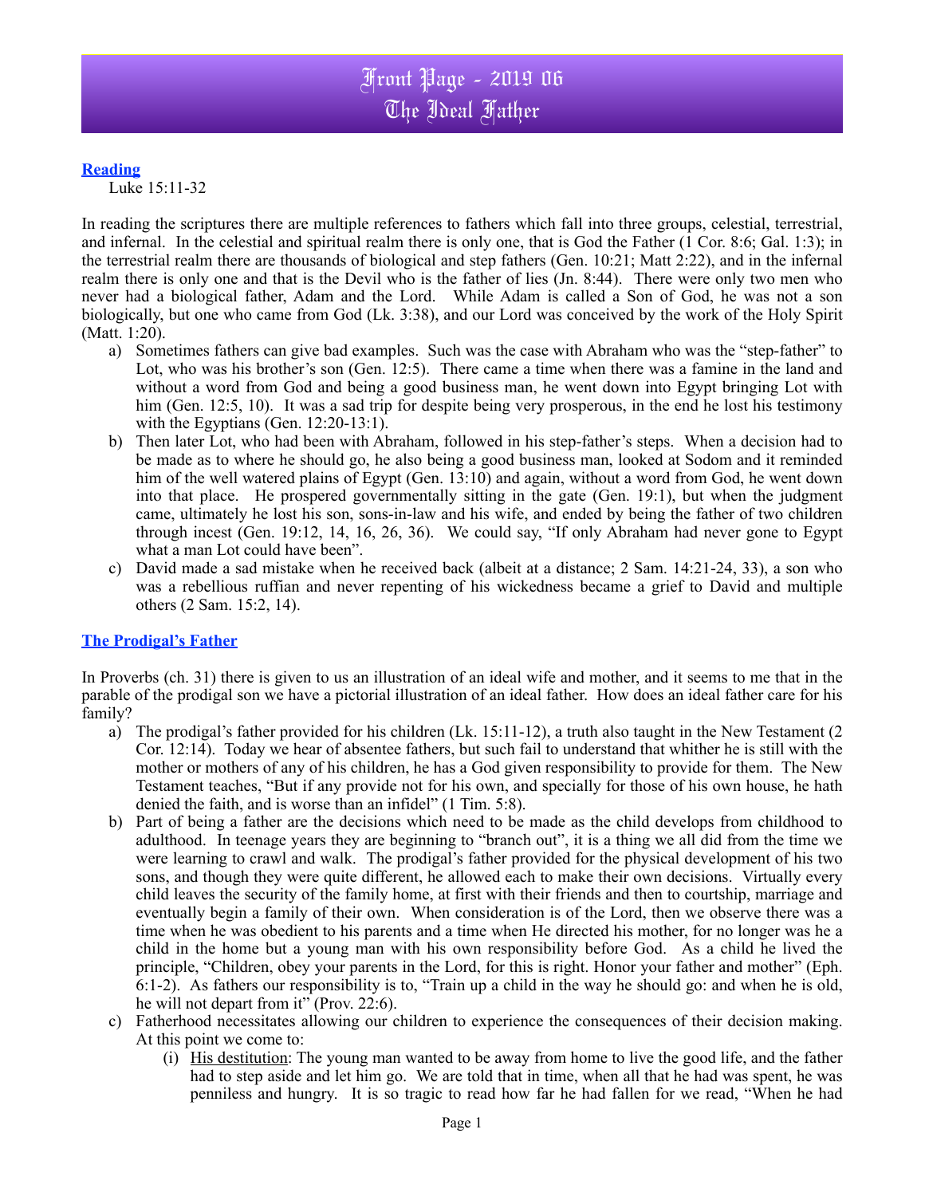# Front Page - 2019 06
# The Ideal Father

**Reading**

Luke 15:11-32

In reading the scriptures there are multiple references to fathers which fall into three groups, celestial, terrestrial, and infernal. In the celestial and spiritual realm there is only one, that is God the Father (1 Cor. 8:6; Gal. 1:3); in the terrestrial realm there are thousands of biological and step fathers (Gen. 10:21; Matt 2:22), and in the infernal realm there is only one and that is the Devil who is the father of lies (Jn. 8:44). There were only two men who never had a biological father, Adam and the Lord. While Adam is called a Son of God, he was not a son biologically, but one who came from God (Lk. 3:38), and our Lord was conceived by the work of the Holy Spirit (Matt. 1:20).

a) Sometimes fathers can give bad examples. Such was the case with Abraham who was the "step-father" to Lot, who was his brother's son (Gen. 12:5). There came a time when there was a famine in the land and without a word from God and being a good business man, he went down into Egypt bringing Lot with him (Gen. 12:5, 10). It was a sad trip for despite being very prosperous, in the end he lost his testimony with the Egyptians (Gen. 12:20-13:1).

b) Then later Lot, who had been with Abraham, followed in his step-father's steps. When a decision had to be made as to where he should go, he also being a good business man, looked at Sodom and it reminded him of the well watered plains of Egypt (Gen. 13:10) and again, without a word from God, he went down into that place. He prospered governmentally sitting in the gate (Gen. 19:1), but when the judgment came, ultimately he lost his son, sons-in-law and his wife, and ended by being the father of two children through incest (Gen. 19:12, 14, 16, 26, 36). We could say, "If only Abraham had never gone to Egypt what a man Lot could have been".

c) David made a sad mistake when he received back (albeit at a distance; 2 Sam. 14:21-24, 33), a son who was a rebellious ruffian and never repenting of his wickedness became a grief to David and multiple others (2 Sam. 15:2, 14).

**The Prodigal's Father**

In Proverbs (ch. 31) there is given to us an illustration of an ideal wife and mother, and it seems to me that in the parable of the prodigal son we have a pictorial illustration of an ideal father. How does an ideal father care for his family?

a) The prodigal's father provided for his children (Lk. 15:11-12), a truth also taught in the New Testament (2 Cor. 12:14). Today we hear of absentee fathers, but such fail to understand that whither he is still with the mother or mothers of any of his children, he has a God given responsibility to provide for them. The New Testament teaches, "But if any provide not for his own, and specially for those of his own house, he hath denied the faith, and is worse than an infidel" (1 Tim. 5:8).

b) Part of being a father are the decisions which need to be made as the child develops from childhood to adulthood. In teenage years they are beginning to "branch out", it is a thing we all did from the time we were learning to crawl and walk. The prodigal's father provided for the physical development of his two sons, and though they were quite different, he allowed each to make their own decisions. Virtually every child leaves the security of the family home, at first with their friends and then to courtship, marriage and eventually begin a family of their own. When consideration is of the Lord, then we observe there was a time when he was obedient to his parents and a time when He directed his mother, for no longer was he a child in the home but a young man with his own responsibility before God. As a child he lived the principle, "Children, obey your parents in the Lord, for this is right. Honor your father and mother" (Eph. 6:1-2). As fathers our responsibility is to, "Train up a child in the way he should go: and when he is old, he will not depart from it" (Prov. 22:6).

c) Fatherhood necessitates allowing our children to experience the consequences of their decision making. At this point we come to:

   (i) <u>His destitution</u>: The young man wanted to be away from home to live the good life, and the father had to step aside and let him go. We are told that in time, when all that he had was spent, he was penniless and hungry. It is so tragic to read how far he had fallen for we read, "When he had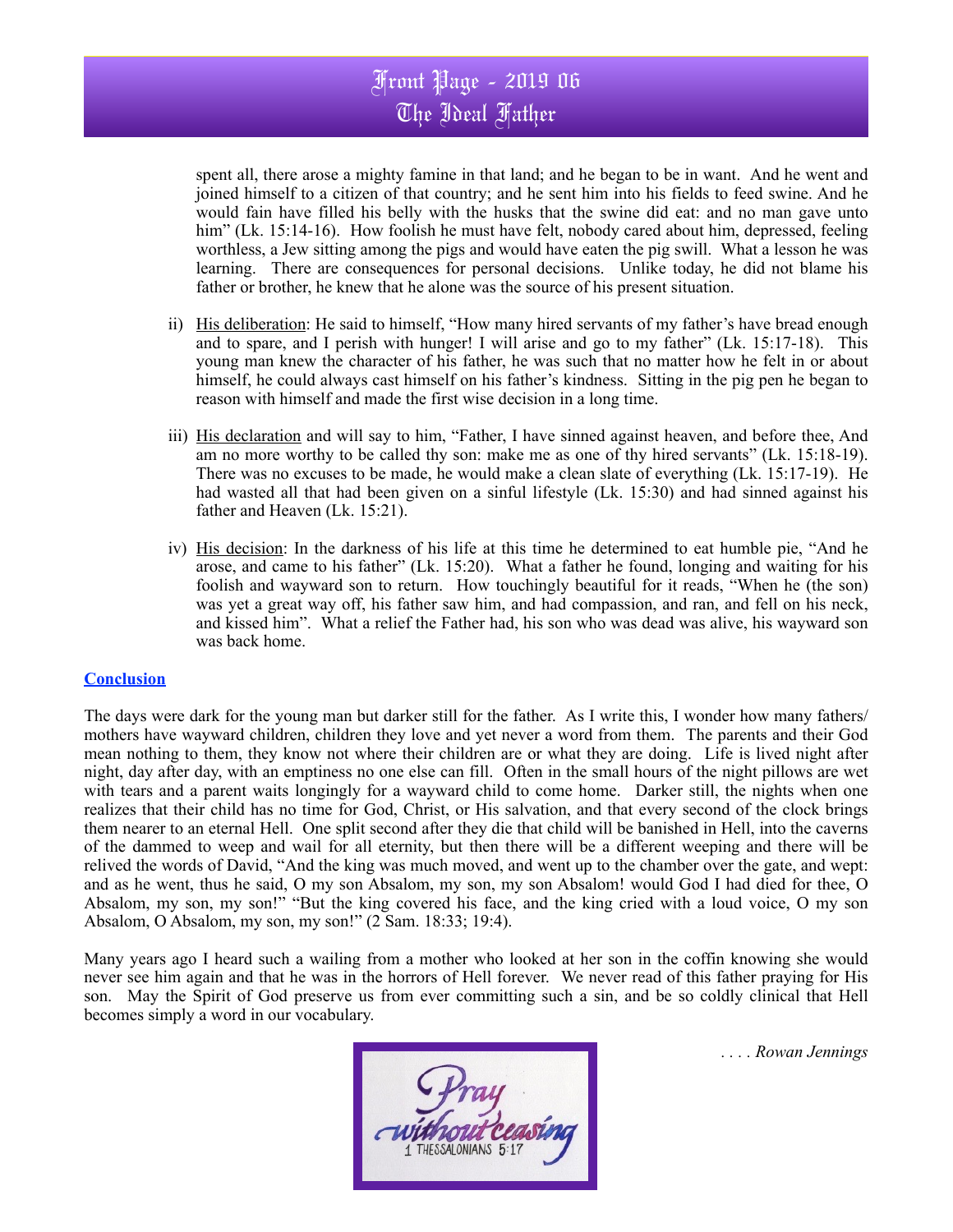spent all, there arose a mighty famine in that land; and he began to be in want. And he went and joined himself to a citizen of that country; and he sent him into his fields to feed swine. And he would fain have filled his belly with the husks that the swine did eat: and no man gave unto him" (Lk. 15:14-16). How foolish he must have felt, nobody cared about him, depressed, feeling worthless, a Jew sitting among the pigs and would have eaten the pig swill. What a lesson he was learning. There are consequences for personal decisions. Unlike today, he did not blame his father or brother, he knew that he alone was the source of his present situation.

ii) His deliberation: He said to himself, "How many hired servants of my father's have bread enough and to spare, and I perish with hunger! I will arise and go to my father" (Lk. 15:17-18). This young man knew the character of his father, he was such that no matter how he felt in or about himself, he could always cast himself on his father's kindness. Sitting in the pig pen he began to reason with himself and made the first wise decision in a long time.

iii) His declaration and will say to him, "Father, I have sinned against heaven, and before thee, And am no more worthy to be called thy son: make me as one of thy hired servants" (Lk. 15:18-19). There was no excuses to be made, he would make a clean slate of everything (Lk. 15:17-19). He had wasted all that had been given on a sinful lifestyle (Lk. 15:30) and had sinned against his father and Heaven (Lk. 15:21).

iv) His decision: In the darkness of his life at this time he determined to eat humble pie, "And he arose, and came to his father" (Lk. 15:20). What a father he found, longing and waiting for his foolish and wayward son to return. How touchingly beautiful for it reads, "When he (the son) was yet a great way off, his father saw him, and had compassion, and ran, and fell on his neck, and kissed him". What a relief the Father had, his son who was dead was alive, his wayward son was back home.

## Conclusion

The days were dark for the young man but darker still for the father. As I write this, I wonder how many fathers/ mothers have wayward children, children they love and yet never a word from them. The parents and their God mean nothing to them, they know not where their children are or what they are doing. Life is lived night after night, day after day, with an emptiness no one else can fill. Often in the small hours of the night pillows are wet with tears and a parent waits longingly for a wayward child to come home. Darker still, the nights when one realizes that their child has no time for God, Christ, or His salvation, and that every second of the clock brings them nearer to an eternal Hell. One split second after they die that child will be banished in Hell, into the caverns of the dammed to weep and wail for all eternity, but then there will be a different weeping and there will be relived the words of David, "And the king was much moved, and went up to the chamber over the gate, and wept: and as he went, thus he said, O my son Absalom, my son, my son Absalom! would God I had died for thee, O Absalom, my son, my son!" "But the king covered his face, and the king cried with a loud voice, O my son Absalom, O Absalom, my son, my son!" (2 Sam. 18:33; 19:4).

Many years ago I heard such a wailing from a mother who looked at her son in the coffin knowing she would never see him again and that he was in the horrors of Hell forever. We never read of this father praying for His son. May the Spirit of God preserve us from ever committing such a sin, and be so coldly clinical that Hell becomes simply a word in our vocabulary.

*. . . . Rowan Jennings*

Pray without ceasing
1 THESSALONIANS 5:17